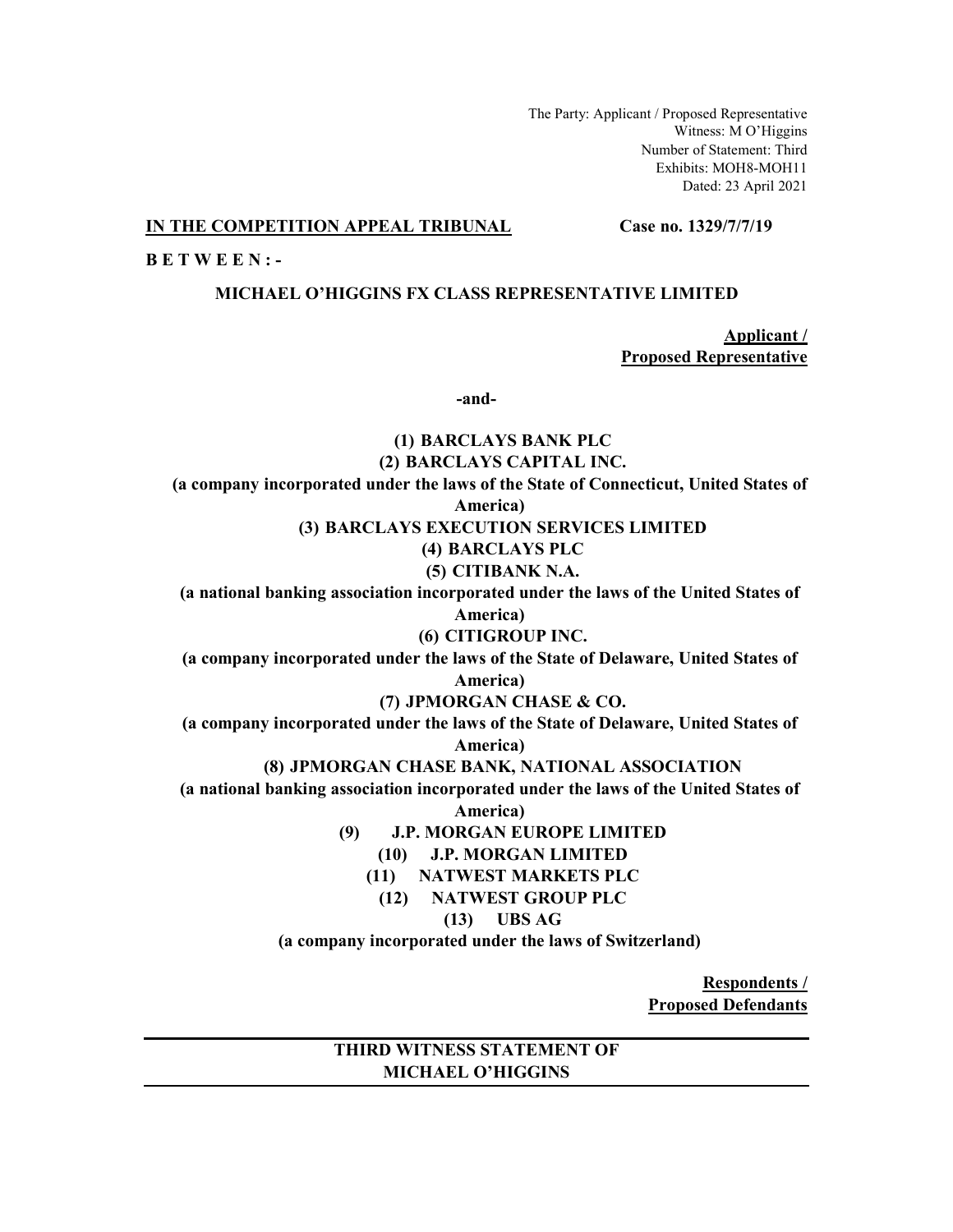The Party: Applicant / Proposed Representative
Witness: M O'Higgins
Number of Statement: Third
Exhibits: MOH8-MOH11
Dated: 23 April 2021

**IN THE COMPETITION APPEAL TRIBUNAL** **Case no. 1329/7/7/19**

**B E T W E E N : -**

**MICHAEL O'HIGGINS FX CLASS REPRESENTATIVE LIMITED**

**Applicant /**
**Proposed Representative**

**-and-**

**(1) BARCLAYS BANK PLC**

**(2) BARCLAYS CAPITAL INC.**

**(a company incorporated under the laws of the State of Connecticut, United States of America)**

**(3) BARCLAYS EXECUTION SERVICES LIMITED**

**(4) BARCLAYS PLC**

**(5) CITIBANK N.A.**

**(a national banking association incorporated under the laws of the United States of America)**

**(6) CITIGROUP INC.**

**(a company incorporated under the laws of the State of Delaware, United States of America)**

**(7) JPMORGAN CHASE & CO.**

**(a company incorporated under the laws of the State of Delaware, United States of America)**

**(8) JPMORGAN CHASE BANK, NATIONAL ASSOCIATION**

**(a national banking association incorporated under the laws of the United States of America)**

**(9) J.P. MORGAN EUROPE LIMITED**

**(10) J.P. MORGAN LIMITED**

**(11) NATWEST MARKETS PLC**

**(12) NATWEST GROUP PLC**

**(13) UBS AG**

**(a company incorporated under the laws of Switzerland)**

**Respondents /**
**Proposed Defendants**

---

**THIRD WITNESS STATEMENT OF**
**MICHAEL O'HIGGINS**

---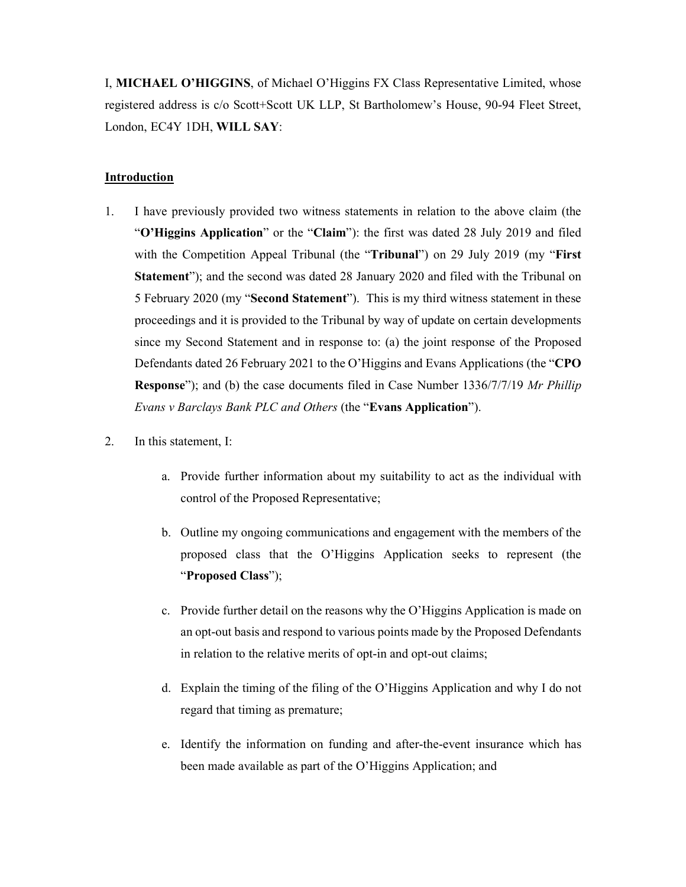I, **MICHAEL O'HIGGINS**, of Michael O'Higgins FX Class Representative Limited, whose registered address is c/o Scott+Scott UK LLP, St Bartholomew's House, 90-94 Fleet Street, London, EC4Y 1DH, **WILL SAY**:

## Introduction

1. I have previously provided two witness statements in relation to the above claim (the "**O'Higgins Application**" or the "**Claim**"): the first was dated 28 July 2019 and filed with the Competition Appeal Tribunal (the "**Tribunal**") on 29 July 2019 (my "**First Statement**"); and the second was dated 28 January 2020 and filed with the Tribunal on 5 February 2020 (my "**Second Statement**"). This is my third witness statement in these proceedings and it is provided to the Tribunal by way of update on certain developments since my Second Statement and in response to: (a) the joint response of the Proposed Defendants dated 26 February 2021 to the O'Higgins and Evans Applications (the "**CPO Response**"); and (b) the case documents filed in Case Number 1336/7/7/19 *Mr Phillip Evans v Barclays Bank PLC and Others* (the "**Evans Application**").

2. In this statement, I:

   a. Provide further information about my suitability to act as the individual with control of the Proposed Representative;

   b. Outline my ongoing communications and engagement with the members of the proposed class that the O'Higgins Application seeks to represent (the "**Proposed Class**");

   c. Provide further detail on the reasons why the O'Higgins Application is made on an opt-out basis and respond to various points made by the Proposed Defendants in relation to the relative merits of opt-in and opt-out claims;

   d. Explain the timing of the filing of the O'Higgins Application and why I do not regard that timing as premature;

   e. Identify the information on funding and after-the-event insurance which has been made available as part of the O'Higgins Application; and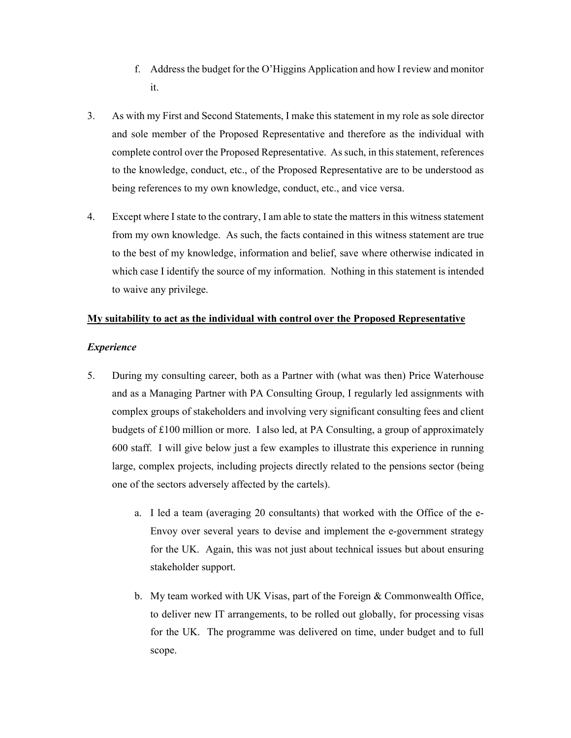f. Address the budget for the O'Higgins Application and how I review and monitor it.

3. As with my First and Second Statements, I make this statement in my role as sole director and sole member of the Proposed Representative and therefore as the individual with complete control over the Proposed Representative. As such, in this statement, references to the knowledge, conduct, etc., of the Proposed Representative are to be understood as being references to my own knowledge, conduct, etc., and vice versa.

4. Except where I state to the contrary, I am able to state the matters in this witness statement from my own knowledge. As such, the facts contained in this witness statement are true to the best of my knowledge, information and belief, save where otherwise indicated in which case I identify the source of my information. Nothing in this statement is intended to waive any privilege.

**<u>My suitability to act as the individual with control over the Proposed Representative</u>**

***Experience***

5. During my consulting career, both as a Partner with (what was then) Price Waterhouse and as a Managing Partner with PA Consulting Group, I regularly led assignments with complex groups of stakeholders and involving very significant consulting fees and client budgets of £100 million or more. I also led, at PA Consulting, a group of approximately 600 staff. I will give below just a few examples to illustrate this experience in running large, complex projects, including projects directly related to the pensions sector (being one of the sectors adversely affected by the cartels).

   a. I led a team (averaging 20 consultants) that worked with the Office of the e-Envoy over several years to devise and implement the e-government strategy for the UK. Again, this was not just about technical issues but about ensuring stakeholder support.

   b. My team worked with UK Visas, part of the Foreign & Commonwealth Office, to deliver new IT arrangements, to be rolled out globally, for processing visas for the UK. The programme was delivered on time, under budget and to full scope.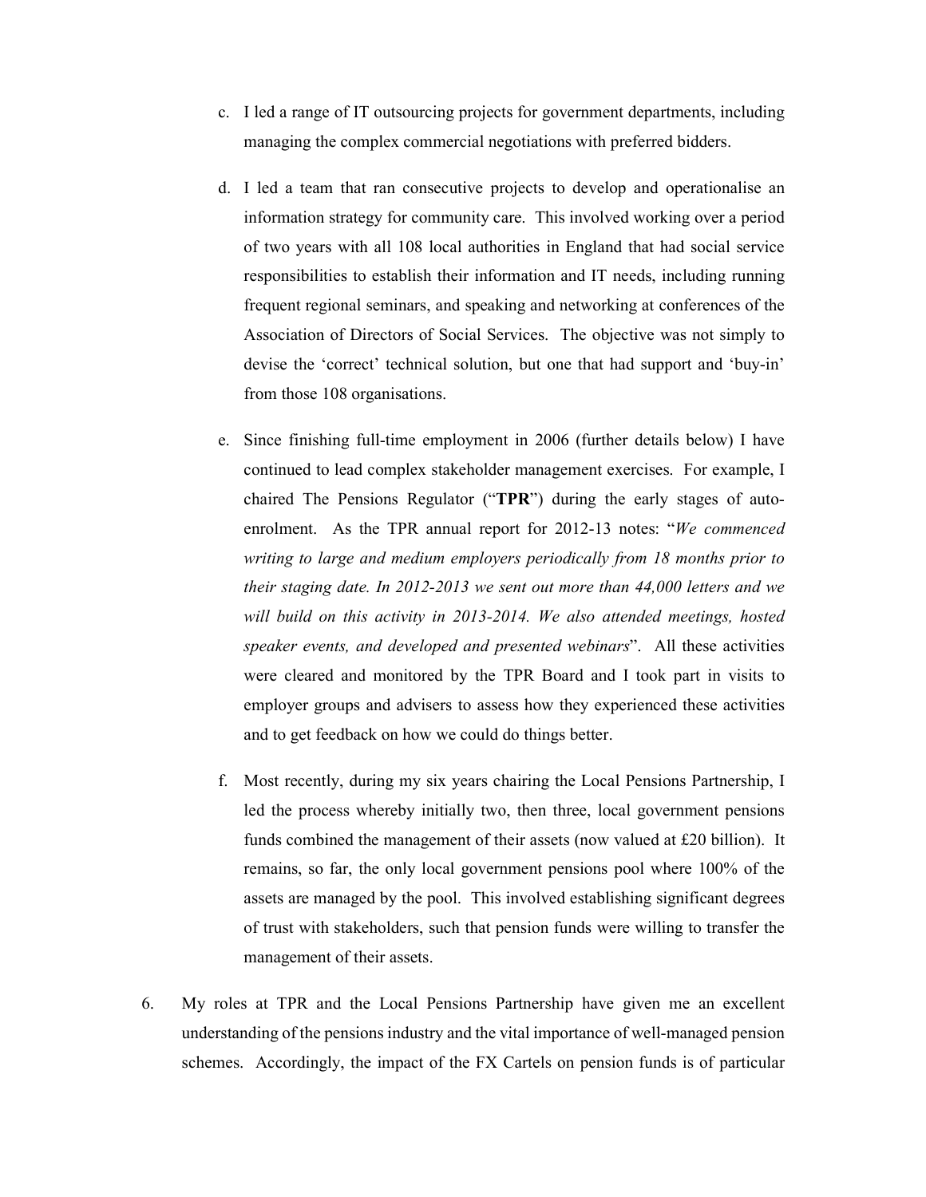c. I led a range of IT outsourcing projects for government departments, including managing the complex commercial negotiations with preferred bidders.

d. I led a team that ran consecutive projects to develop and operationalise an information strategy for community care. This involved working over a period of two years with all 108 local authorities in England that had social service responsibilities to establish their information and IT needs, including running frequent regional seminars, and speaking and networking at conferences of the Association of Directors of Social Services. The objective was not simply to devise the 'correct' technical solution, but one that had support and 'buy-in' from those 108 organisations.

e. Since finishing full-time employment in 2006 (further details below) I have continued to lead complex stakeholder management exercises. For example, I chaired The Pensions Regulator ("**TPR**") during the early stages of auto-enrolment. As the TPR annual report for 2012-13 notes: "*We commenced writing to large and medium employers periodically from 18 months prior to their staging date. In 2012-2013 we sent out more than 44,000 letters and we will build on this activity in 2013-2014. We also attended meetings, hosted speaker events, and developed and presented webinars*". All these activities were cleared and monitored by the TPR Board and I took part in visits to employer groups and advisers to assess how they experienced these activities and to get feedback on how we could do things better.

f. Most recently, during my six years chairing the Local Pensions Partnership, I led the process whereby initially two, then three, local government pensions funds combined the management of their assets (now valued at £20 billion). It remains, so far, the only local government pensions pool where 100% of the assets are managed by the pool. This involved establishing significant degrees of trust with stakeholders, such that pension funds were willing to transfer the management of their assets.

6. My roles at TPR and the Local Pensions Partnership have given me an excellent understanding of the pensions industry and the vital importance of well-managed pension schemes. Accordingly, the impact of the FX Cartels on pension funds is of particular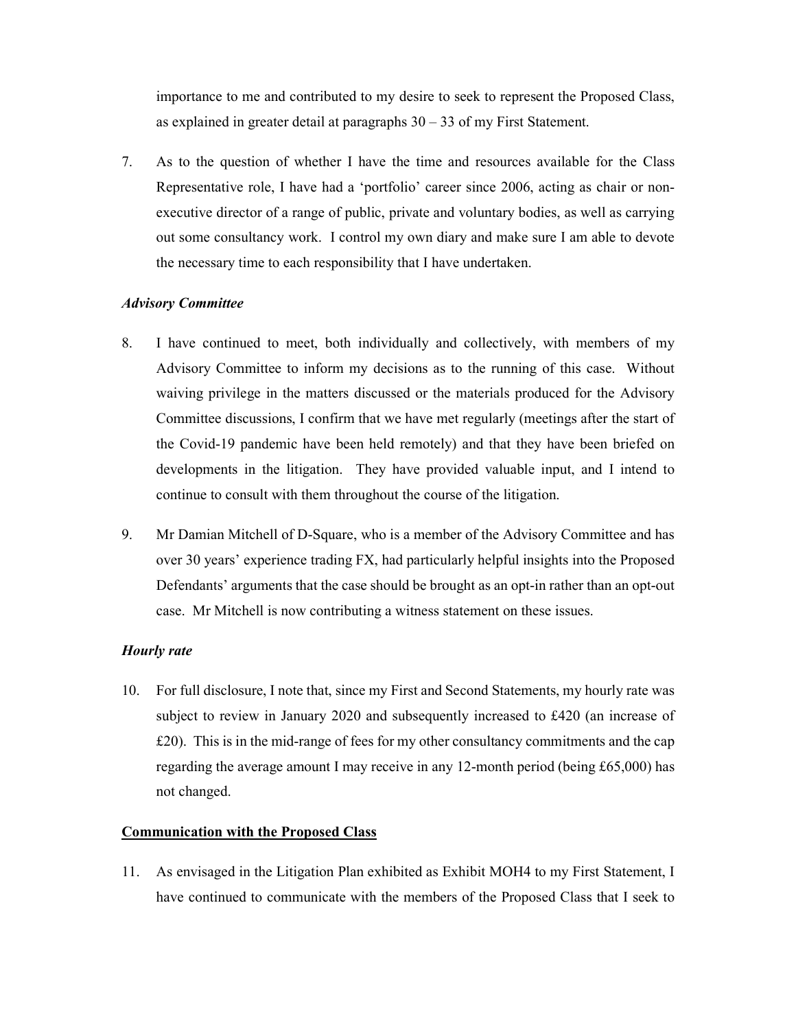importance to me and contributed to my desire to seek to represent the Proposed Class, as explained in greater detail at paragraphs 30 – 33 of my First Statement.

7. As to the question of whether I have the time and resources available for the Class Representative role, I have had a 'portfolio' career since 2006, acting as chair or non-executive director of a range of public, private and voluntary bodies, as well as carrying out some consultancy work. I control my own diary and make sure I am able to devote the necessary time to each responsibility that I have undertaken.

***Advisory Committee***

8. I have continued to meet, both individually and collectively, with members of my Advisory Committee to inform my decisions as to the running of this case. Without waiving privilege in the matters discussed or the materials produced for the Advisory Committee discussions, I confirm that we have met regularly (meetings after the start of the Covid-19 pandemic have been held remotely) and that they have been briefed on developments in the litigation. They have provided valuable input, and I intend to continue to consult with them throughout the course of the litigation.

9. Mr Damian Mitchell of D-Square, who is a member of the Advisory Committee and has over 30 years' experience trading FX, had particularly helpful insights into the Proposed Defendants' arguments that the case should be brought as an opt-in rather than an opt-out case. Mr Mitchell is now contributing a witness statement on these issues.

***Hourly rate***

10. For full disclosure, I note that, since my First and Second Statements, my hourly rate was subject to review in January 2020 and subsequently increased to £420 (an increase of £20). This is in the mid-range of fees for my other consultancy commitments and the cap regarding the average amount I may receive in any 12-month period (being £65,000) has not changed.

**Communication with the Proposed Class**

11. As envisaged in the Litigation Plan exhibited as Exhibit MOH4 to my First Statement, I have continued to communicate with the members of the Proposed Class that I seek to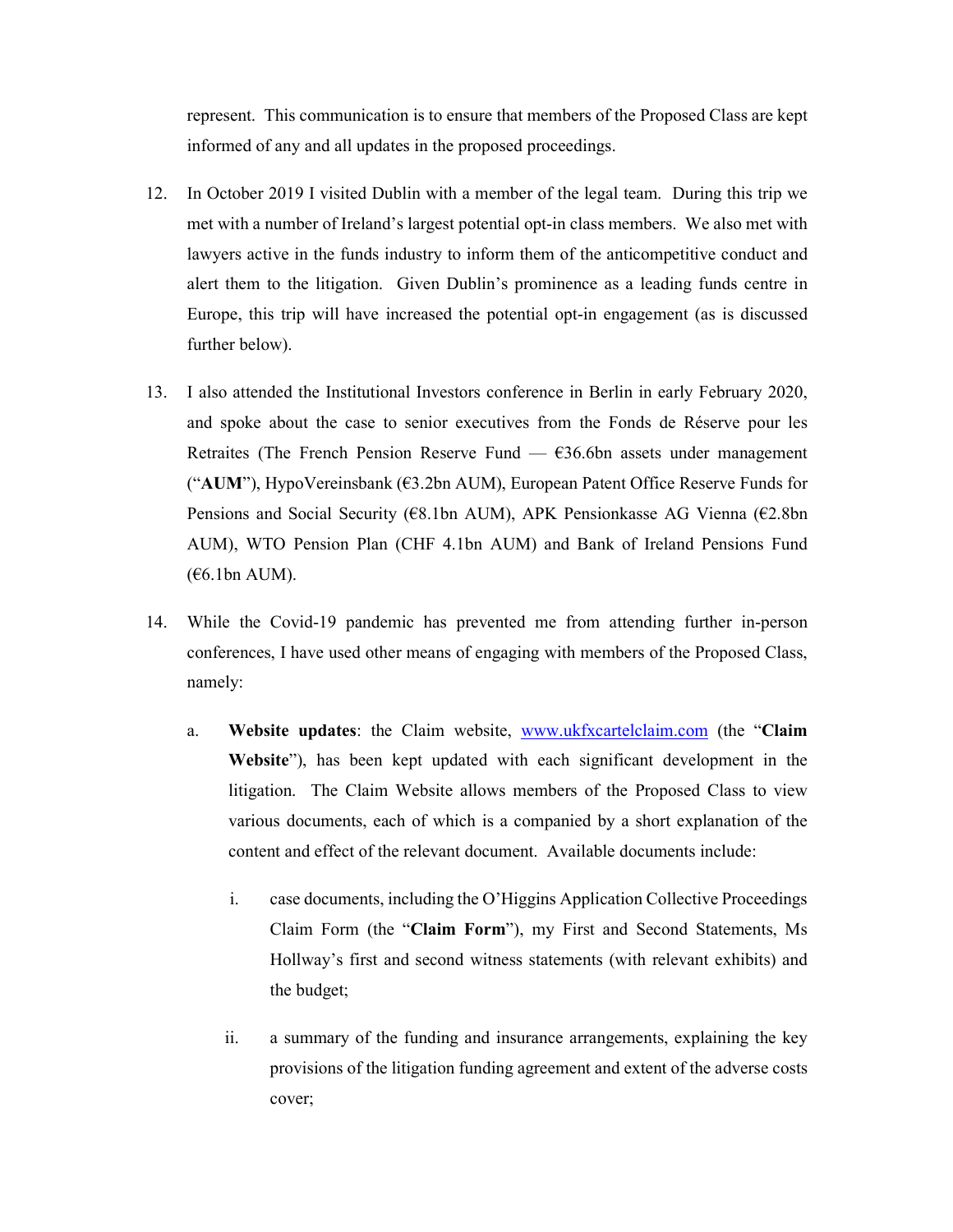represent. This communication is to ensure that members of the Proposed Class are kept informed of any and all updates in the proposed proceedings.

12. In October 2019 I visited Dublin with a member of the legal team. During this trip we met with a number of Ireland's largest potential opt-in class members. We also met with lawyers active in the funds industry to inform them of the anticompetitive conduct and alert them to the litigation. Given Dublin's prominence as a leading funds centre in Europe, this trip will have increased the potential opt-in engagement (as is discussed further below).

13. I also attended the Institutional Investors conference in Berlin in early February 2020, and spoke about the case to senior executives from the Fonds de Réserve pour les Retraites (The French Pension Reserve Fund — €36.6bn assets under management ("**AUM**"), HypoVereinsbank (€3.2bn AUM), European Patent Office Reserve Funds for Pensions and Social Security (€8.1bn AUM), APK Pensionkasse AG Vienna (€2.8bn AUM), WTO Pension Plan (CHF 4.1bn AUM) and Bank of Ireland Pensions Fund (€6.1bn AUM).

14. While the Covid-19 pandemic has prevented me from attending further in-person conferences, I have used other means of engaging with members of the Proposed Class, namely:

    a. **Website updates**: the Claim website, www.ukfxcartelclaim.com (the "**Claim Website**"), has been kept updated with each significant development in the litigation. The Claim Website allows members of the Proposed Class to view various documents, each of which is a companied by a short explanation of the content and effect of the relevant document. Available documents include:

        i. case documents, including the O'Higgins Application Collective Proceedings Claim Form (the "**Claim Form**"), my First and Second Statements, Ms Hollway's first and second witness statements (with relevant exhibits) and the budget;

        ii. a summary of the funding and insurance arrangements, explaining the key provisions of the litigation funding agreement and extent of the adverse costs cover;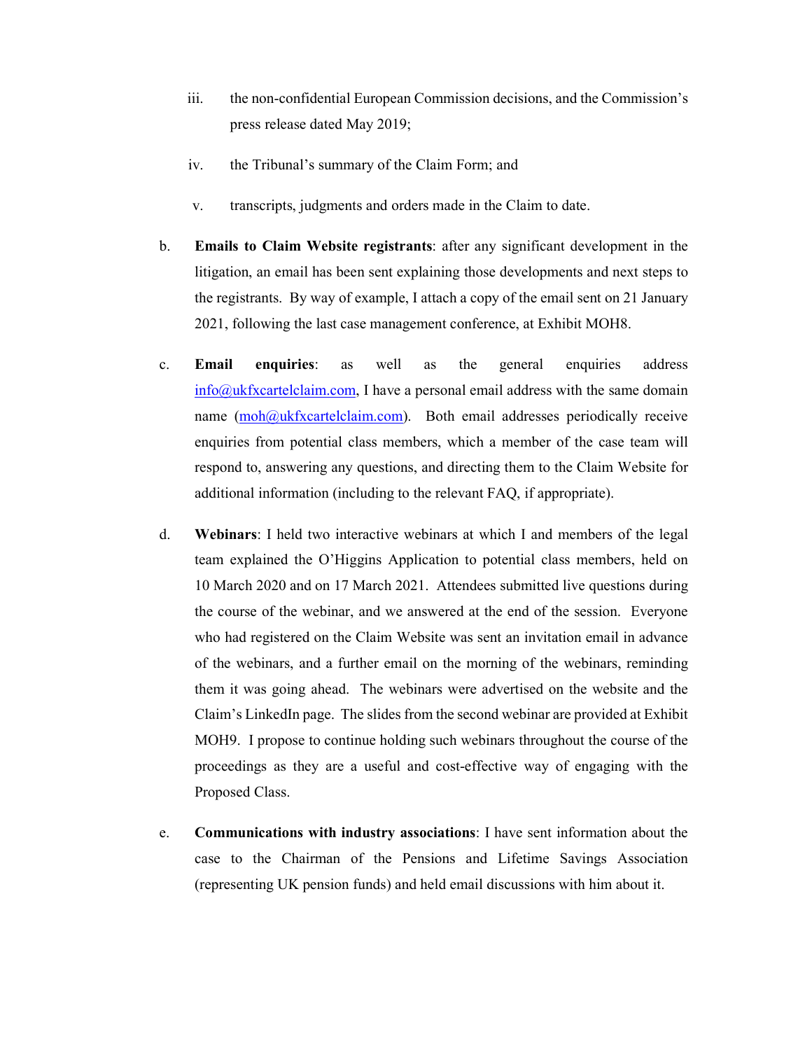iii. the non-confidential European Commission decisions, and the Commission's press release dated May 2019;

   iv. the Tribunal's summary of the Claim Form; and

   v. transcripts, judgments and orders made in the Claim to date.

b. **Emails to Claim Website registrants**: after any significant development in the litigation, an email has been sent explaining those developments and next steps to the registrants. By way of example, I attach a copy of the email sent on 21 January 2021, following the last case management conference, at Exhibit MOH8.

c. **Email enquiries**: as well as the general enquiries address info@ukfxcartelclaim.com, I have a personal email address with the same domain name (moh@ukfxcartelclaim.com). Both email addresses periodically receive enquiries from potential class members, which a member of the case team will respond to, answering any questions, and directing them to the Claim Website for additional information (including to the relevant FAQ, if appropriate).

d. **Webinars**: I held two interactive webinars at which I and members of the legal team explained the O'Higgins Application to potential class members, held on 10 March 2020 and on 17 March 2021. Attendees submitted live questions during the course of the webinar, and we answered at the end of the session. Everyone who had registered on the Claim Website was sent an invitation email in advance of the webinars, and a further email on the morning of the webinars, reminding them it was going ahead. The webinars were advertised on the website and the Claim's LinkedIn page. The slides from the second webinar are provided at Exhibit MOH9. I propose to continue holding such webinars throughout the course of the proceedings as they are a useful and cost-effective way of engaging with the Proposed Class.

e. **Communications with industry associations**: I have sent information about the case to the Chairman of the Pensions and Lifetime Savings Association (representing UK pension funds) and held email discussions with him about it.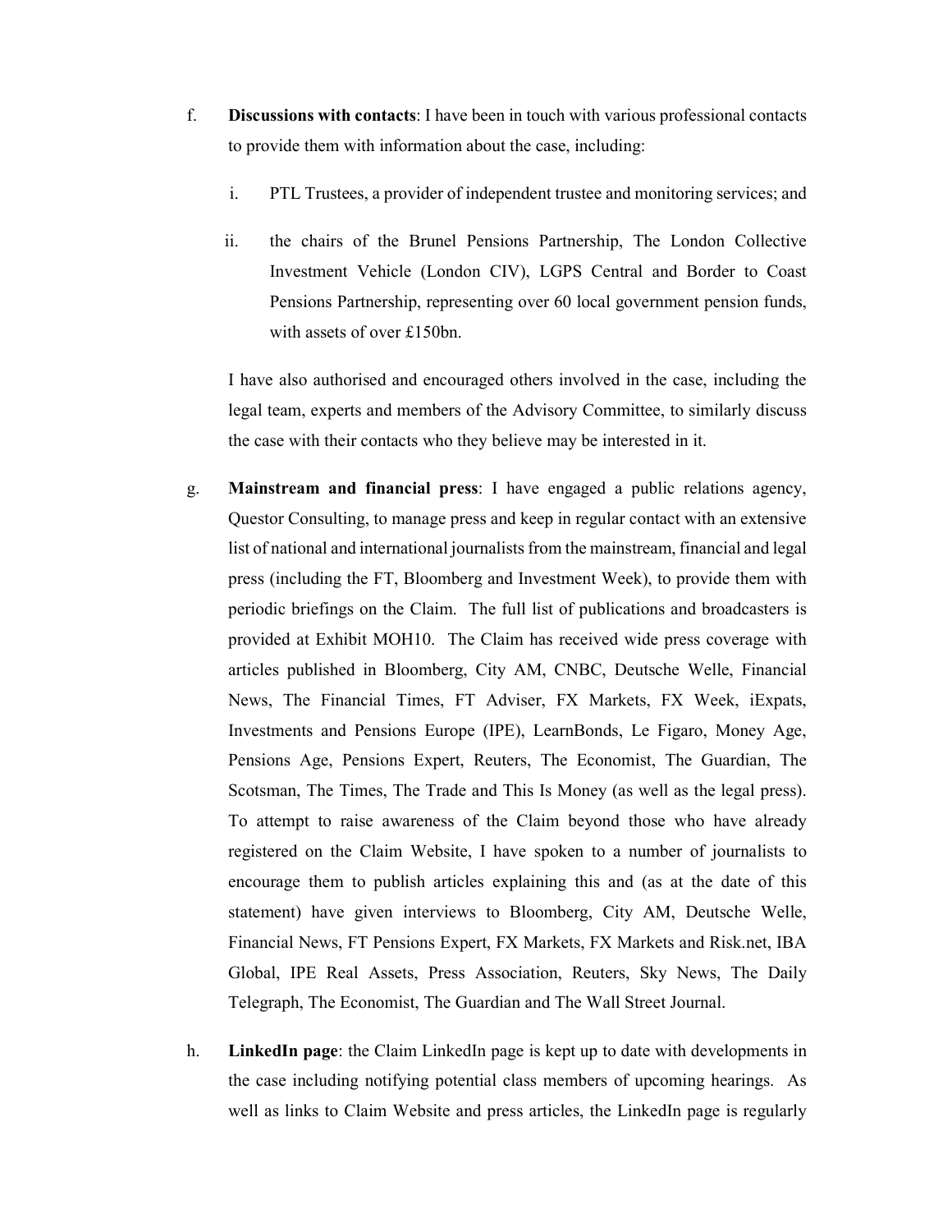f. **Discussions with contacts**: I have been in touch with various professional contacts to provide them with information about the case, including:

   i. PTL Trustees, a provider of independent trustee and monitoring services; and

   ii. the chairs of the Brunel Pensions Partnership, The London Collective Investment Vehicle (London CIV), LGPS Central and Border to Coast Pensions Partnership, representing over 60 local government pension funds, with assets of over £150bn.

   I have also authorised and encouraged others involved in the case, including the legal team, experts and members of the Advisory Committee, to similarly discuss the case with their contacts who they believe may be interested in it.

g. **Mainstream and financial press**: I have engaged a public relations agency, Questor Consulting, to manage press and keep in regular contact with an extensive list of national and international journalists from the mainstream, financial and legal press (including the FT, Bloomberg and Investment Week), to provide them with periodic briefings on the Claim. The full list of publications and broadcasters is provided at Exhibit MOH10. The Claim has received wide press coverage with articles published in Bloomberg, City AM, CNBC, Deutsche Welle, Financial News, The Financial Times, FT Adviser, FX Markets, FX Week, iExpats, Investments and Pensions Europe (IPE), LearnBonds, Le Figaro, Money Age, Pensions Age, Pensions Expert, Reuters, The Economist, The Guardian, The Scotsman, The Times, The Trade and This Is Money (as well as the legal press). To attempt to raise awareness of the Claim beyond those who have already registered on the Claim Website, I have spoken to a number of journalists to encourage them to publish articles explaining this and (as at the date of this statement) have given interviews to Bloomberg, City AM, Deutsche Welle, Financial News, FT Pensions Expert, FX Markets, FX Markets and Risk.net, IBA Global, IPE Real Assets, Press Association, Reuters, Sky News, The Daily Telegraph, The Economist, The Guardian and The Wall Street Journal.

h. **LinkedIn page**: the Claim LinkedIn page is kept up to date with developments in the case including notifying potential class members of upcoming hearings. As well as links to Claim Website and press articles, the LinkedIn page is regularly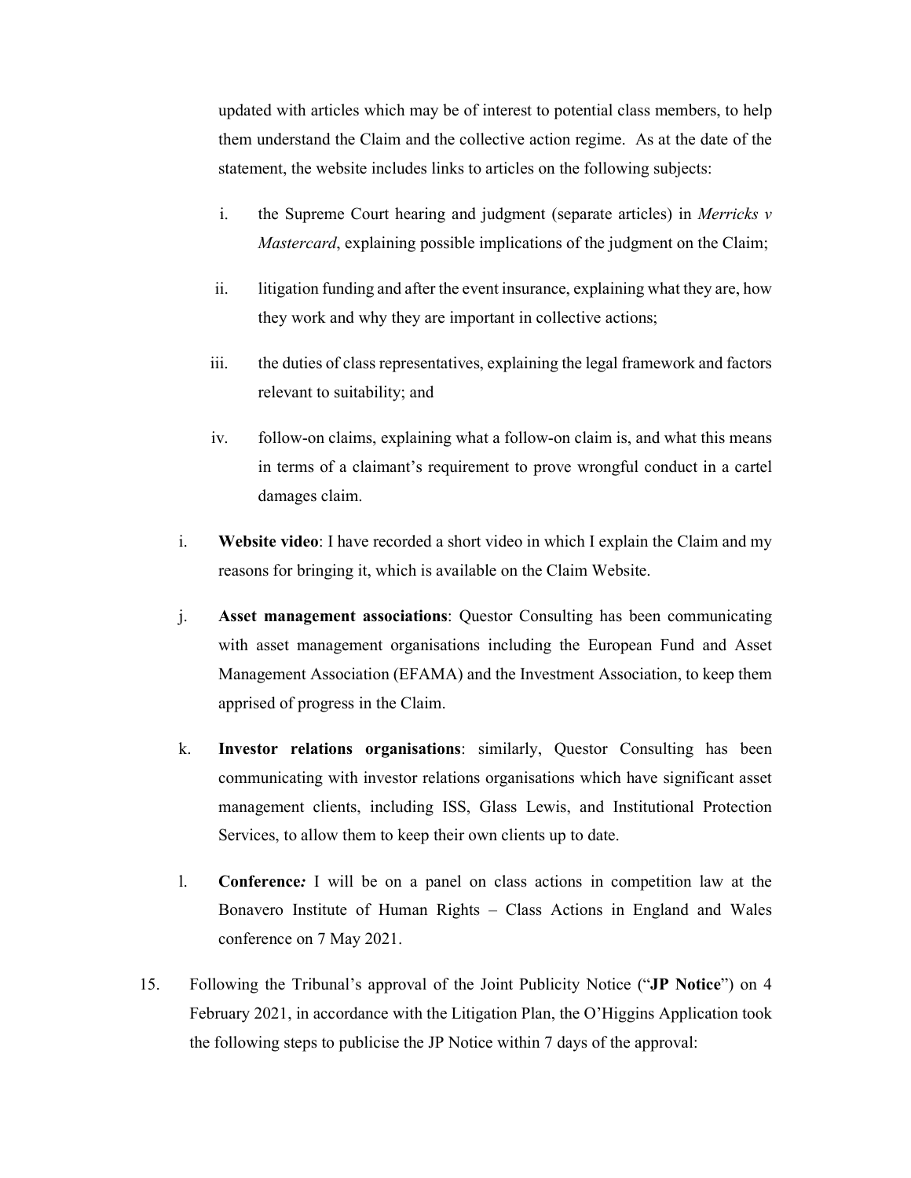updated with articles which may be of interest to potential class members, to help them understand the Claim and the collective action regime. As at the date of the statement, the website includes links to articles on the following subjects:

   i. the Supreme Court hearing and judgment (separate articles) in *Merricks v Mastercard*, explaining possible implications of the judgment on the Claim;

   ii. litigation funding and after the event insurance, explaining what they are, how they work and why they are important in collective actions;

   iii. the duties of class representatives, explaining the legal framework and factors relevant to suitability; and

   iv. follow-on claims, explaining what a follow-on claim is, and what this means in terms of a claimant's requirement to prove wrongful conduct in a cartel damages claim.

i. **Website video**: I have recorded a short video in which I explain the Claim and my reasons for bringing it, which is available on the Claim Website.

j. **Asset management associations**: Questor Consulting has been communicating with asset management organisations including the European Fund and Asset Management Association (EFAMA) and the Investment Association, to keep them apprised of progress in the Claim.

k. **Investor relations organisations**: similarly, Questor Consulting has been communicating with investor relations organisations which have significant asset management clients, including ISS, Glass Lewis, and Institutional Protection Services, to allow them to keep their own clients up to date.

l. **Conference***:* I will be on a panel on class actions in competition law at the Bonavero Institute of Human Rights – Class Actions in England and Wales conference on 7 May 2021.

15. Following the Tribunal's approval of the Joint Publicity Notice ("**JP Notice**") on 4 February 2021, in accordance with the Litigation Plan, the O'Higgins Application took the following steps to publicise the JP Notice within 7 days of the approval: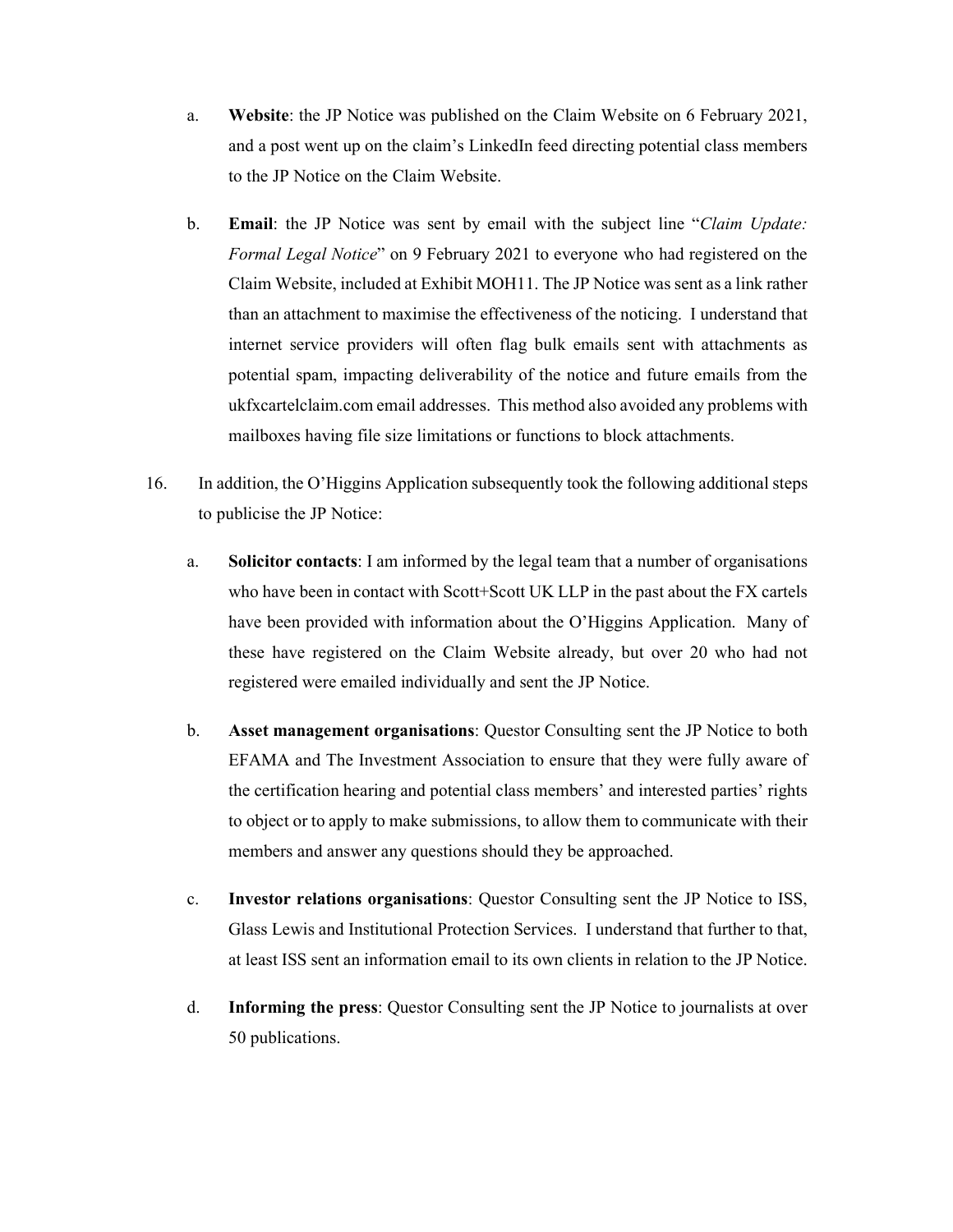a. **Website**: the JP Notice was published on the Claim Website on 6 February 2021, and a post went up on the claim's LinkedIn feed directing potential class members to the JP Notice on the Claim Website.

b. **Email**: the JP Notice was sent by email with the subject line "*Claim Update: Formal Legal Notice*" on 9 February 2021 to everyone who had registered on the Claim Website, included at Exhibit MOH11. The JP Notice was sent as a link rather than an attachment to maximise the effectiveness of the noticing. I understand that internet service providers will often flag bulk emails sent with attachments as potential spam, impacting deliverability of the notice and future emails from the ukfxcartelclaim.com email addresses. This method also avoided any problems with mailboxes having file size limitations or functions to block attachments.

16. In addition, the O'Higgins Application subsequently took the following additional steps to publicise the JP Notice:

a. **Solicitor contacts**: I am informed by the legal team that a number of organisations who have been in contact with Scott+Scott UK LLP in the past about the FX cartels have been provided with information about the O'Higgins Application. Many of these have registered on the Claim Website already, but over 20 who had not registered were emailed individually and sent the JP Notice.

b. **Asset management organisations**: Questor Consulting sent the JP Notice to both EFAMA and The Investment Association to ensure that they were fully aware of the certification hearing and potential class members' and interested parties' rights to object or to apply to make submissions, to allow them to communicate with their members and answer any questions should they be approached.

c. **Investor relations organisations**: Questor Consulting sent the JP Notice to ISS, Glass Lewis and Institutional Protection Services. I understand that further to that, at least ISS sent an information email to its own clients in relation to the JP Notice.

d. **Informing the press**: Questor Consulting sent the JP Notice to journalists at over 50 publications.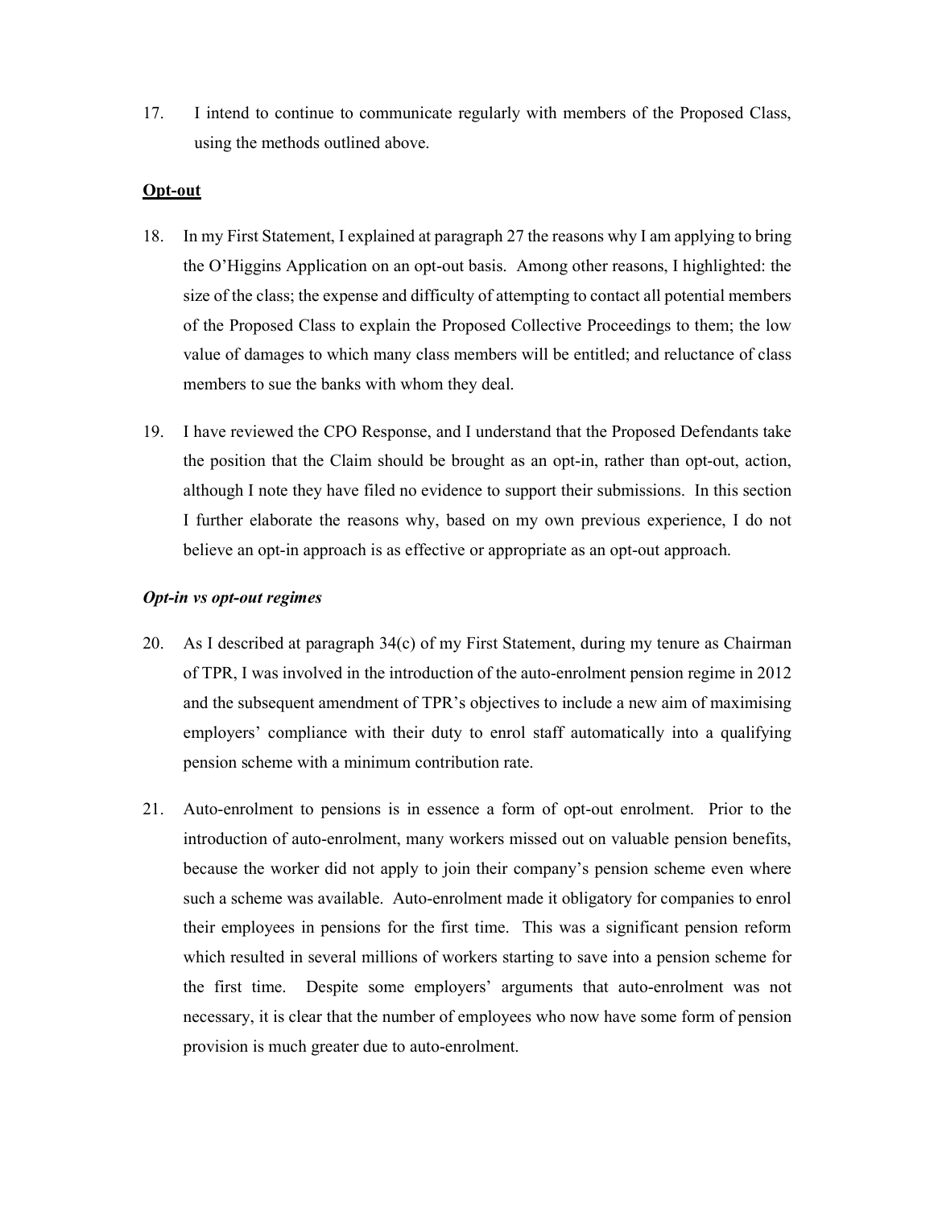17. I intend to continue to communicate regularly with members of the Proposed Class, using the methods outlined above.

**<u>Opt-out</u>**

18. In my First Statement, I explained at paragraph 27 the reasons why I am applying to bring the O'Higgins Application on an opt-out basis. Among other reasons, I highlighted: the size of the class; the expense and difficulty of attempting to contact all potential members of the Proposed Class to explain the Proposed Collective Proceedings to them; the low value of damages to which many class members will be entitled; and reluctance of class members to sue the banks with whom they deal.

19. I have reviewed the CPO Response, and I understand that the Proposed Defendants take the position that the Claim should be brought as an opt-in, rather than opt-out, action, although I note they have filed no evidence to support their submissions. In this section I further elaborate the reasons why, based on my own previous experience, I do not believe an opt-in approach is as effective or appropriate as an opt-out approach.

***Opt-in vs opt-out regimes***

20. As I described at paragraph 34(c) of my First Statement, during my tenure as Chairman of TPR, I was involved in the introduction of the auto-enrolment pension regime in 2012 and the subsequent amendment of TPR's objectives to include a new aim of maximising employers' compliance with their duty to enrol staff automatically into a qualifying pension scheme with a minimum contribution rate.

21. Auto-enrolment to pensions is in essence a form of opt-out enrolment. Prior to the introduction of auto-enrolment, many workers missed out on valuable pension benefits, because the worker did not apply to join their company's pension scheme even where such a scheme was available. Auto-enrolment made it obligatory for companies to enrol their employees in pensions for the first time. This was a significant pension reform which resulted in several millions of workers starting to save into a pension scheme for the first time. Despite some employers' arguments that auto-enrolment was not necessary, it is clear that the number of employees who now have some form of pension provision is much greater due to auto-enrolment.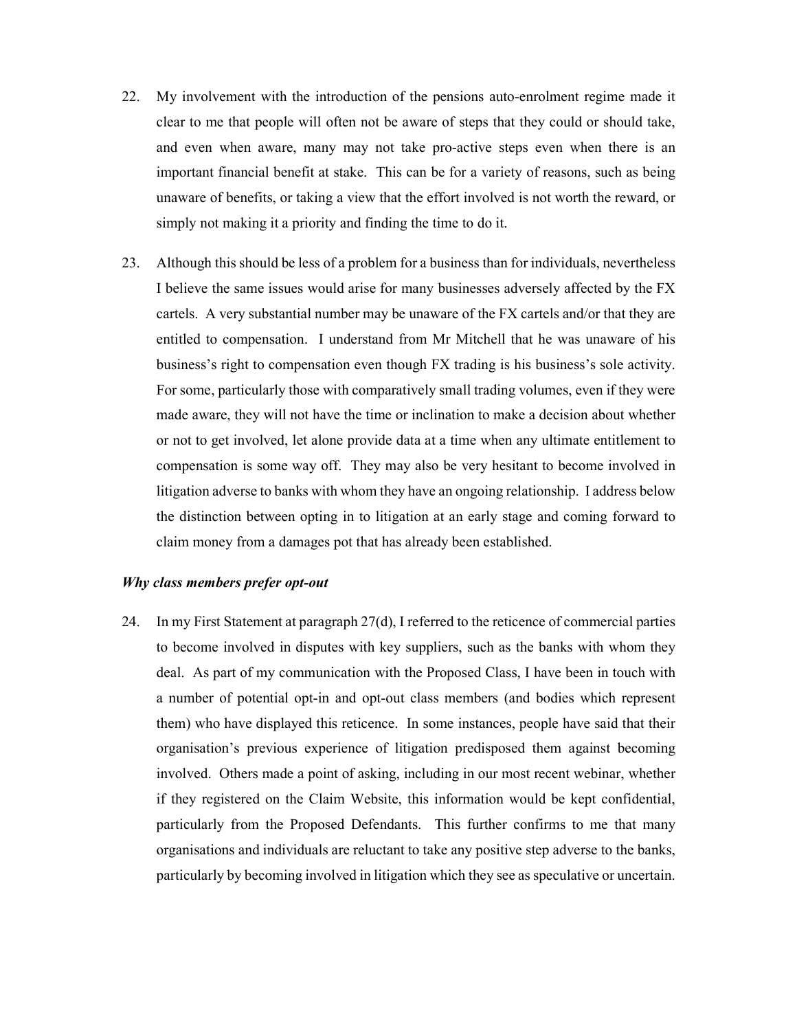22. My involvement with the introduction of the pensions auto-enrolment regime made it clear to me that people will often not be aware of steps that they could or should take, and even when aware, many may not take pro-active steps even when there is an important financial benefit at stake. This can be for a variety of reasons, such as being unaware of benefits, or taking a view that the effort involved is not worth the reward, or simply not making it a priority and finding the time to do it.

23. Although this should be less of a problem for a business than for individuals, nevertheless I believe the same issues would arise for many businesses adversely affected by the FX cartels. A very substantial number may be unaware of the FX cartels and/or that they are entitled to compensation. I understand from Mr Mitchell that he was unaware of his business's right to compensation even though FX trading is his business's sole activity. For some, particularly those with comparatively small trading volumes, even if they were made aware, they will not have the time or inclination to make a decision about whether or not to get involved, let alone provide data at a time when any ultimate entitlement to compensation is some way off. They may also be very hesitant to become involved in litigation adverse to banks with whom they have an ongoing relationship. I address below the distinction between opting in to litigation at an early stage and coming forward to claim money from a damages pot that has already been established.

### *Why class members prefer opt-out*

24. In my First Statement at paragraph 27(d), I referred to the reticence of commercial parties to become involved in disputes with key suppliers, such as the banks with whom they deal. As part of my communication with the Proposed Class, I have been in touch with a number of potential opt-in and opt-out class members (and bodies which represent them) who have displayed this reticence. In some instances, people have said that their organisation's previous experience of litigation predisposed them against becoming involved. Others made a point of asking, including in our most recent webinar, whether if they registered on the Claim Website, this information would be kept confidential, particularly from the Proposed Defendants. This further confirms to me that many organisations and individuals are reluctant to take any positive step adverse to the banks, particularly by becoming involved in litigation which they see as speculative or uncertain.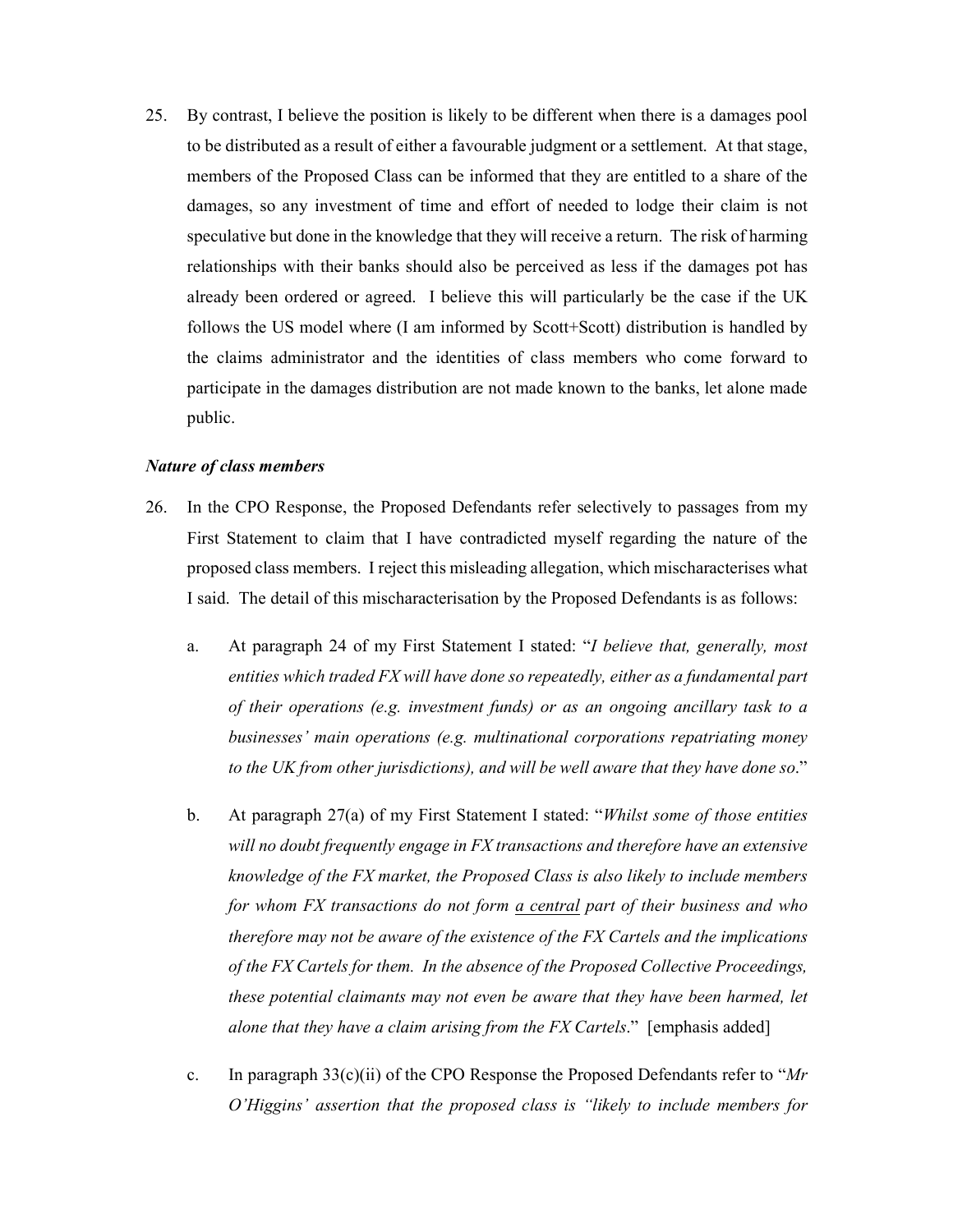25. By contrast, I believe the position is likely to be different when there is a damages pool to be distributed as a result of either a favourable judgment or a settlement. At that stage, members of the Proposed Class can be informed that they are entitled to a share of the damages, so any investment of time and effort of needed to lodge their claim is not speculative but done in the knowledge that they will receive a return. The risk of harming relationships with their banks should also be perceived as less if the damages pot has already been ordered or agreed. I believe this will particularly be the case if the UK follows the US model where (I am informed by Scott+Scott) distribution is handled by the claims administrator and the identities of class members who come forward to participate in the damages distribution are not made known to the banks, let alone made public.

***Nature of class members***

26. In the CPO Response, the Proposed Defendants refer selectively to passages from my First Statement to claim that I have contradicted myself regarding the nature of the proposed class members. I reject this misleading allegation, which mischaracterises what I said. The detail of this mischaracterisation by the Proposed Defendants is as follows:

    a. At paragraph 24 of my First Statement I stated: "*I believe that, generally, most entities which traded FX will have done so repeatedly, either as a fundamental part of their operations (e.g. investment funds) or as an ongoing ancillary task to a businesses' main operations (e.g. multinational corporations repatriating money to the UK from other jurisdictions), and will be well aware that they have done so*."

    b. At paragraph 27(a) of my First Statement I stated: "*Whilst some of those entities will no doubt frequently engage in FX transactions and therefore have an extensive knowledge of the FX market, the Proposed Class is also likely to include members for whom FX transactions do not form <u>a central</u> part of their business and who therefore may not be aware of the existence of the FX Cartels and the implications of the FX Cartels for them. In the absence of the Proposed Collective Proceedings, these potential claimants may not even be aware that they have been harmed, let alone that they have a claim arising from the FX Cartels*." [emphasis added]

    c. In paragraph 33(c)(ii) of the CPO Response the Proposed Defendants refer to "*Mr O'Higgins' assertion that the proposed class is "likely to include members for*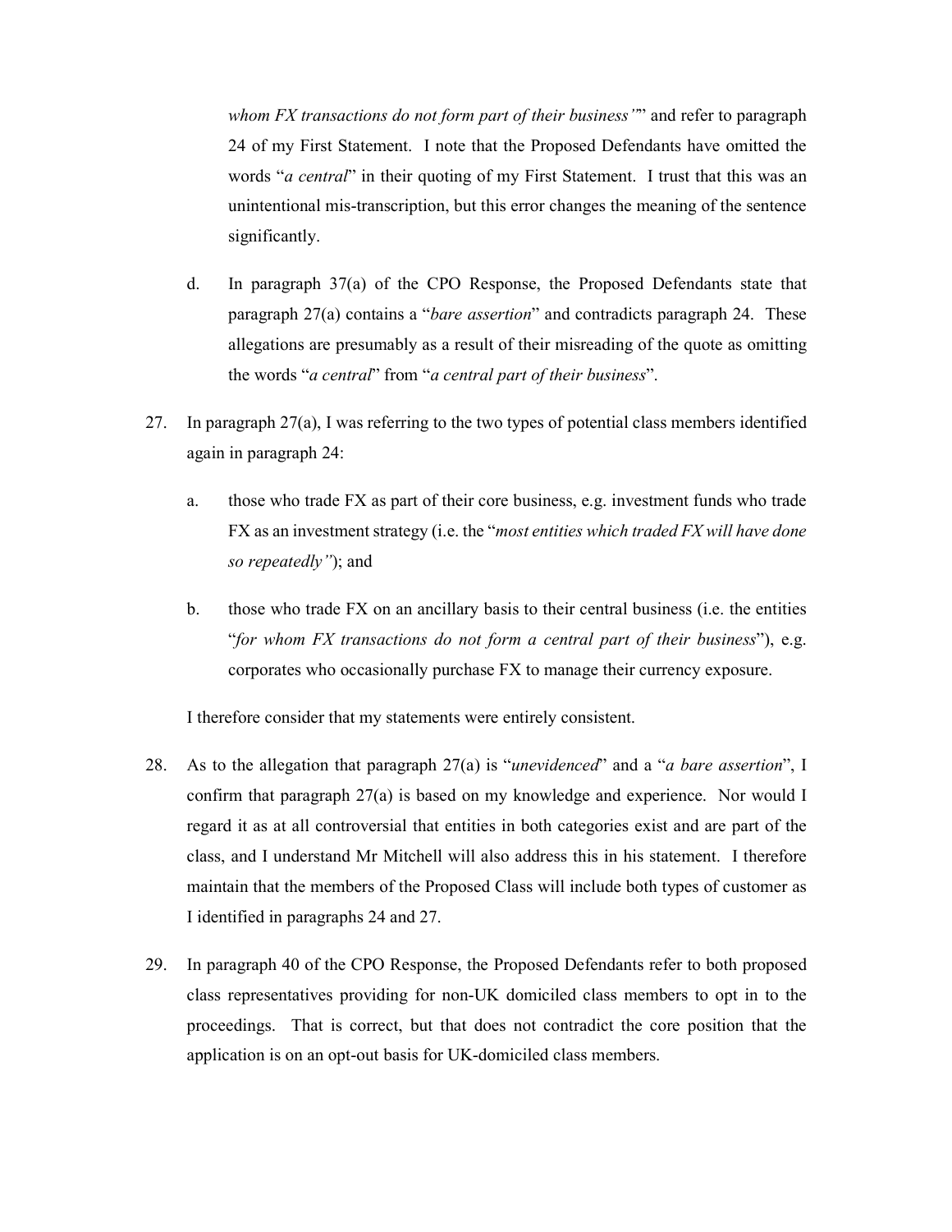*whom FX transactions do not form part of their business'*" and refer to paragraph 24 of my First Statement. I note that the Proposed Defendants have omitted the words "*a central*" in their quoting of my First Statement. I trust that this was an unintentional mis-transcription, but this error changes the meaning of the sentence significantly.

d. In paragraph 37(a) of the CPO Response, the Proposed Defendants state that paragraph 27(a) contains a "*bare assertion*" and contradicts paragraph 24. These allegations are presumably as a result of their misreading of the quote as omitting the words "*a central*" from "*a central part of their business*".

27. In paragraph 27(a), I was referring to the two types of potential class members identified again in paragraph 24:

  a. those who trade FX as part of their core business, e.g. investment funds who trade FX as an investment strategy (i.e. the "*most entities which traded FX will have done so repeatedly"*); and

  b. those who trade FX on an ancillary basis to their central business (i.e. the entities "*for whom FX transactions do not form a central part of their business*"), e.g. corporates who occasionally purchase FX to manage their currency exposure.

  I therefore consider that my statements were entirely consistent.

28. As to the allegation that paragraph 27(a) is "*unevidenced*" and a "*a bare assertion*", I confirm that paragraph 27(a) is based on my knowledge and experience. Nor would I regard it as at all controversial that entities in both categories exist and are part of the class, and I understand Mr Mitchell will also address this in his statement. I therefore maintain that the members of the Proposed Class will include both types of customer as I identified in paragraphs 24 and 27.

29. In paragraph 40 of the CPO Response, the Proposed Defendants refer to both proposed class representatives providing for non-UK domiciled class members to opt in to the proceedings. That is correct, but that does not contradict the core position that the application is on an opt-out basis for UK-domiciled class members.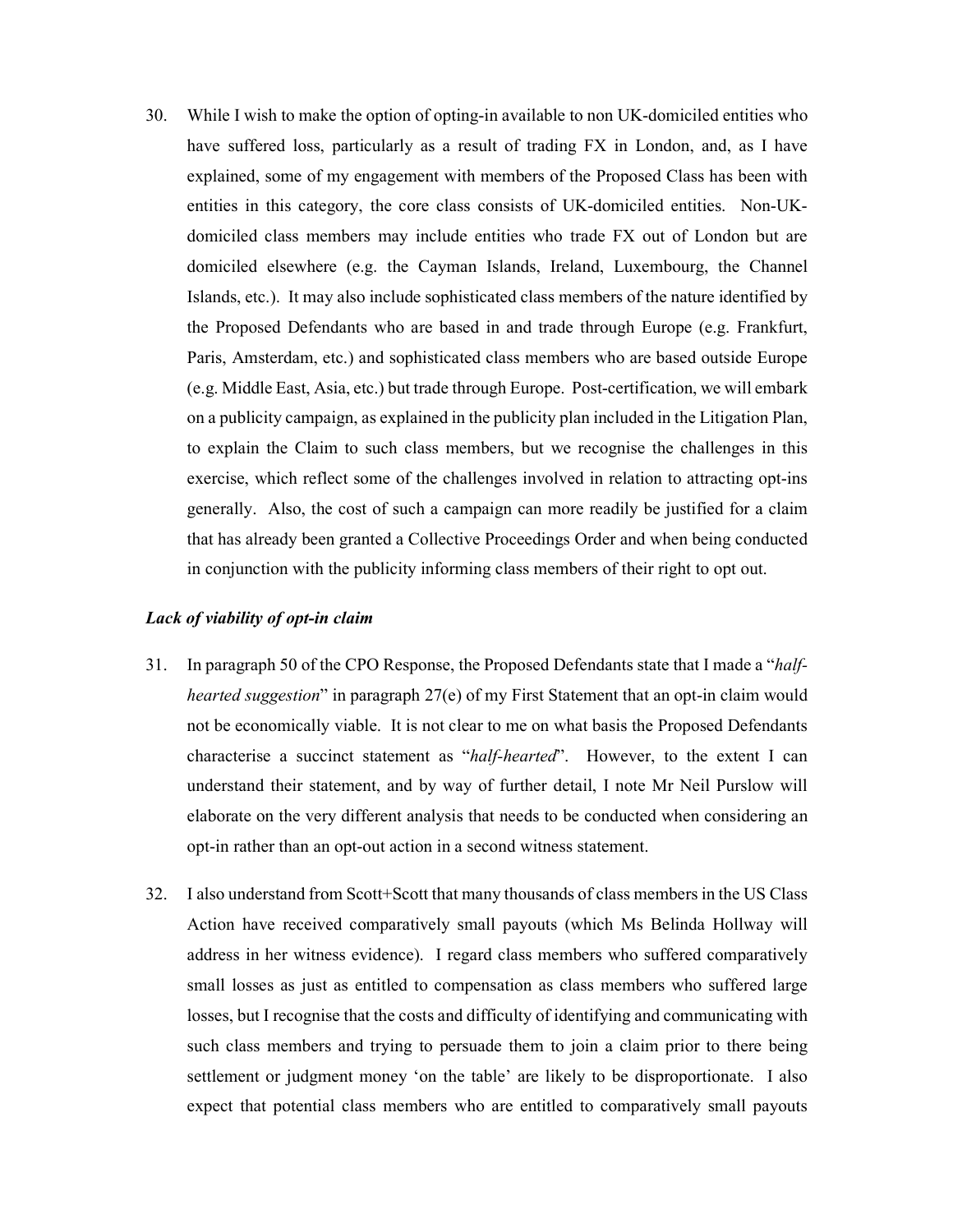30. While I wish to make the option of opting-in available to non UK-domiciled entities who have suffered loss, particularly as a result of trading FX in London, and, as I have explained, some of my engagement with members of the Proposed Class has been with entities in this category, the core class consists of UK-domiciled entities. Non-UK-domiciled class members may include entities who trade FX out of London but are domiciled elsewhere (e.g. the Cayman Islands, Ireland, Luxembourg, the Channel Islands, etc.). It may also include sophisticated class members of the nature identified by the Proposed Defendants who are based in and trade through Europe (e.g. Frankfurt, Paris, Amsterdam, etc.) and sophisticated class members who are based outside Europe (e.g. Middle East, Asia, etc.) but trade through Europe. Post-certification, we will embark on a publicity campaign, as explained in the publicity plan included in the Litigation Plan, to explain the Claim to such class members, but we recognise the challenges in this exercise, which reflect some of the challenges involved in relation to attracting opt-ins generally. Also, the cost of such a campaign can more readily be justified for a claim that has already been granted a Collective Proceedings Order and when being conducted in conjunction with the publicity informing class members of their right to opt out.

### *Lack of viability of opt-in claim*

31. In paragraph 50 of the CPO Response, the Proposed Defendants state that I made a "*half-hearted suggestion*" in paragraph 27(e) of my First Statement that an opt-in claim would not be economically viable. It is not clear to me on what basis the Proposed Defendants characterise a succinct statement as "*half-hearted*". However, to the extent I can understand their statement, and by way of further detail, I note Mr Neil Purslow will elaborate on the very different analysis that needs to be conducted when considering an opt-in rather than an opt-out action in a second witness statement.

32. I also understand from Scott+Scott that many thousands of class members in the US Class Action have received comparatively small payouts (which Ms Belinda Hollway will address in her witness evidence). I regard class members who suffered comparatively small losses as just as entitled to compensation as class members who suffered large losses, but I recognise that the costs and difficulty of identifying and communicating with such class members and trying to persuade them to join a claim prior to there being settlement or judgment money 'on the table' are likely to be disproportionate. I also expect that potential class members who are entitled to comparatively small payouts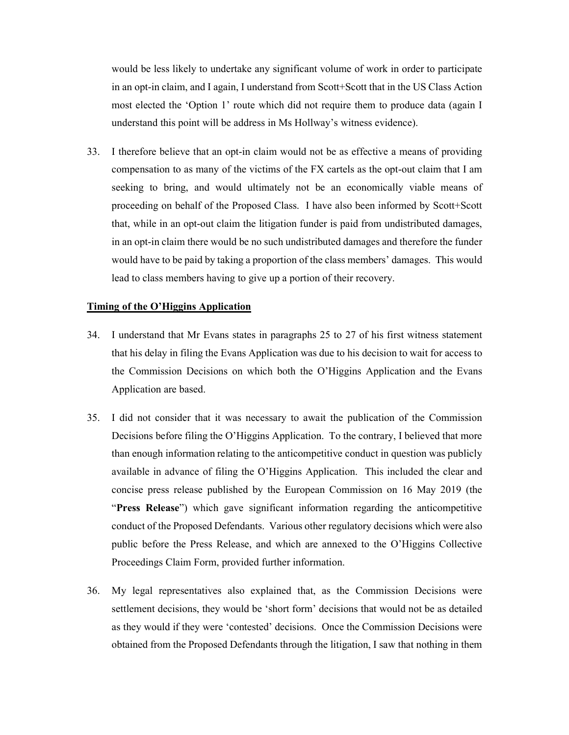would be less likely to undertake any significant volume of work in order to participate in an opt-in claim, and I again, I understand from Scott+Scott that in the US Class Action most elected the 'Option 1' route which did not require them to produce data (again I understand this point will be address in Ms Hollway's witness evidence).

33. I therefore believe that an opt-in claim would not be as effective a means of providing compensation to as many of the victims of the FX cartels as the opt-out claim that I am seeking to bring, and would ultimately not be an economically viable means of proceeding on behalf of the Proposed Class. I have also been informed by Scott+Scott that, while in an opt-out claim the litigation funder is paid from undistributed damages, in an opt-in claim there would be no such undistributed damages and therefore the funder would have to be paid by taking a proportion of the class members' damages. This would lead to class members having to give up a portion of their recovery.

**Timing of the O'Higgins Application**

34. I understand that Mr Evans states in paragraphs 25 to 27 of his first witness statement that his delay in filing the Evans Application was due to his decision to wait for access to the Commission Decisions on which both the O'Higgins Application and the Evans Application are based.

35. I did not consider that it was necessary to await the publication of the Commission Decisions before filing the O'Higgins Application. To the contrary, I believed that more than enough information relating to the anticompetitive conduct in question was publicly available in advance of filing the O'Higgins Application. This included the clear and concise press release published by the European Commission on 16 May 2019 (the "**Press Release**") which gave significant information regarding the anticompetitive conduct of the Proposed Defendants. Various other regulatory decisions which were also public before the Press Release, and which are annexed to the O'Higgins Collective Proceedings Claim Form, provided further information.

36. My legal representatives also explained that, as the Commission Decisions were settlement decisions, they would be 'short form' decisions that would not be as detailed as they would if they were 'contested' decisions. Once the Commission Decisions were obtained from the Proposed Defendants through the litigation, I saw that nothing in them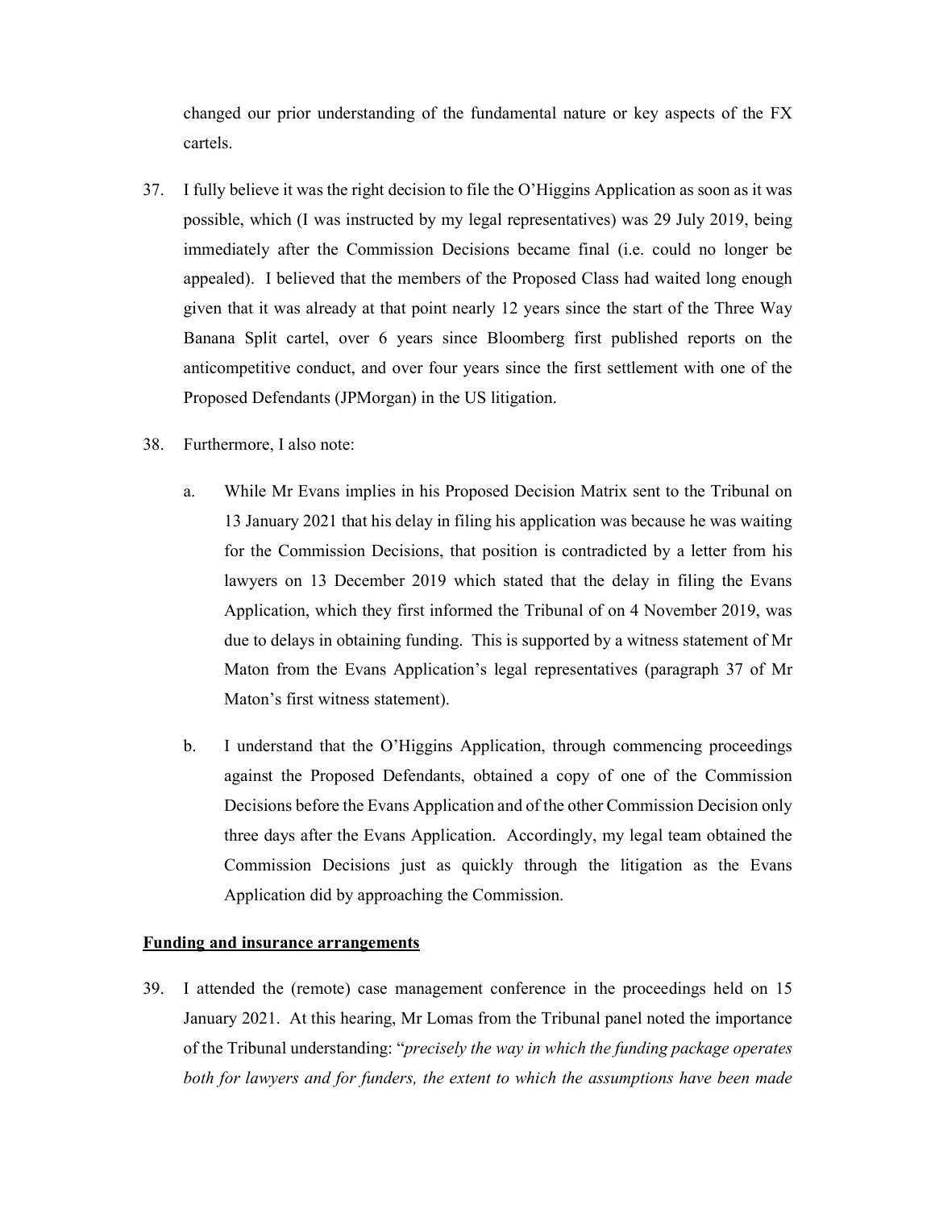changed our prior understanding of the fundamental nature or key aspects of the FX cartels.

37. I fully believe it was the right decision to file the O'Higgins Application as soon as it was possible, which (I was instructed by my legal representatives) was 29 July 2019, being immediately after the Commission Decisions became final (i.e. could no longer be appealed). I believed that the members of the Proposed Class had waited long enough given that it was already at that point nearly 12 years since the start of the Three Way Banana Split cartel, over 6 years since Bloomberg first published reports on the anticompetitive conduct, and over four years since the first settlement with one of the Proposed Defendants (JPMorgan) in the US litigation.

38. Furthermore, I also note:

    a. While Mr Evans implies in his Proposed Decision Matrix sent to the Tribunal on 13 January 2021 that his delay in filing his application was because he was waiting for the Commission Decisions, that position is contradicted by a letter from his lawyers on 13 December 2019 which stated that the delay in filing the Evans Application, which they first informed the Tribunal of on 4 November 2019, was due to delays in obtaining funding. This is supported by a witness statement of Mr Maton from the Evans Application's legal representatives (paragraph 37 of Mr Maton's first witness statement).

    b. I understand that the O'Higgins Application, through commencing proceedings against the Proposed Defendants, obtained a copy of one of the Commission Decisions before the Evans Application and of the other Commission Decision only three days after the Evans Application. Accordingly, my legal team obtained the Commission Decisions just as quickly through the litigation as the Evans Application did by approaching the Commission.

**Funding and insurance arrangements**

39. I attended the (remote) case management conference in the proceedings held on 15 January 2021. At this hearing, Mr Lomas from the Tribunal panel noted the importance of the Tribunal understanding: "*precisely the way in which the funding package operates both for lawyers and for funders, the extent to which the assumptions have been made*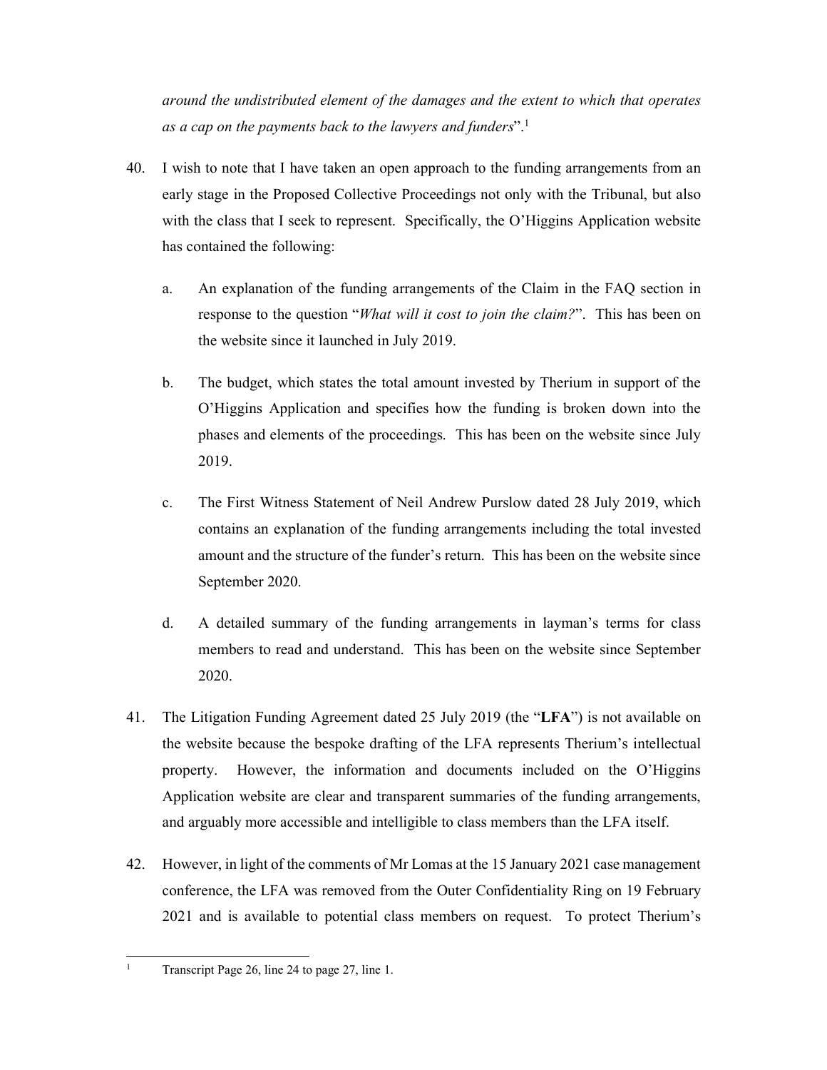*around the undistributed element of the damages and the extent to which that operates as a cap on the payments back to the lawyers and funders*".[1]

40. I wish to note that I have taken an open approach to the funding arrangements from an early stage in the Proposed Collective Proceedings not only with the Tribunal, but also with the class that I seek to represent. Specifically, the O'Higgins Application website has contained the following:

    a. An explanation of the funding arrangements of the Claim in the FAQ section in response to the question "*What will it cost to join the claim?*". This has been on the website since it launched in July 2019.

    b. The budget, which states the total amount invested by Therium in support of the O'Higgins Application and specifies how the funding is broken down into the phases and elements of the proceedings. This has been on the website since July 2019.

    c. The First Witness Statement of Neil Andrew Purslow dated 28 July 2019, which contains an explanation of the funding arrangements including the total invested amount and the structure of the funder's return. This has been on the website since September 2020.

    d. A detailed summary of the funding arrangements in layman's terms for class members to read and understand. This has been on the website since September 2020.

41. The Litigation Funding Agreement dated 25 July 2019 (the "**LFA**") is not available on the website because the bespoke drafting of the LFA represents Therium's intellectual property. However, the information and documents included on the O'Higgins Application website are clear and transparent summaries of the funding arrangements, and arguably more accessible and intelligible to class members than the LFA itself.

42. However, in light of the comments of Mr Lomas at the 15 January 2021 case management conference, the LFA was removed from the Outer Confidentiality Ring on 19 February 2021 and is available to potential class members on request. To protect Therium's

---

[1] Transcript Page 26, line 24 to page 27, line 1.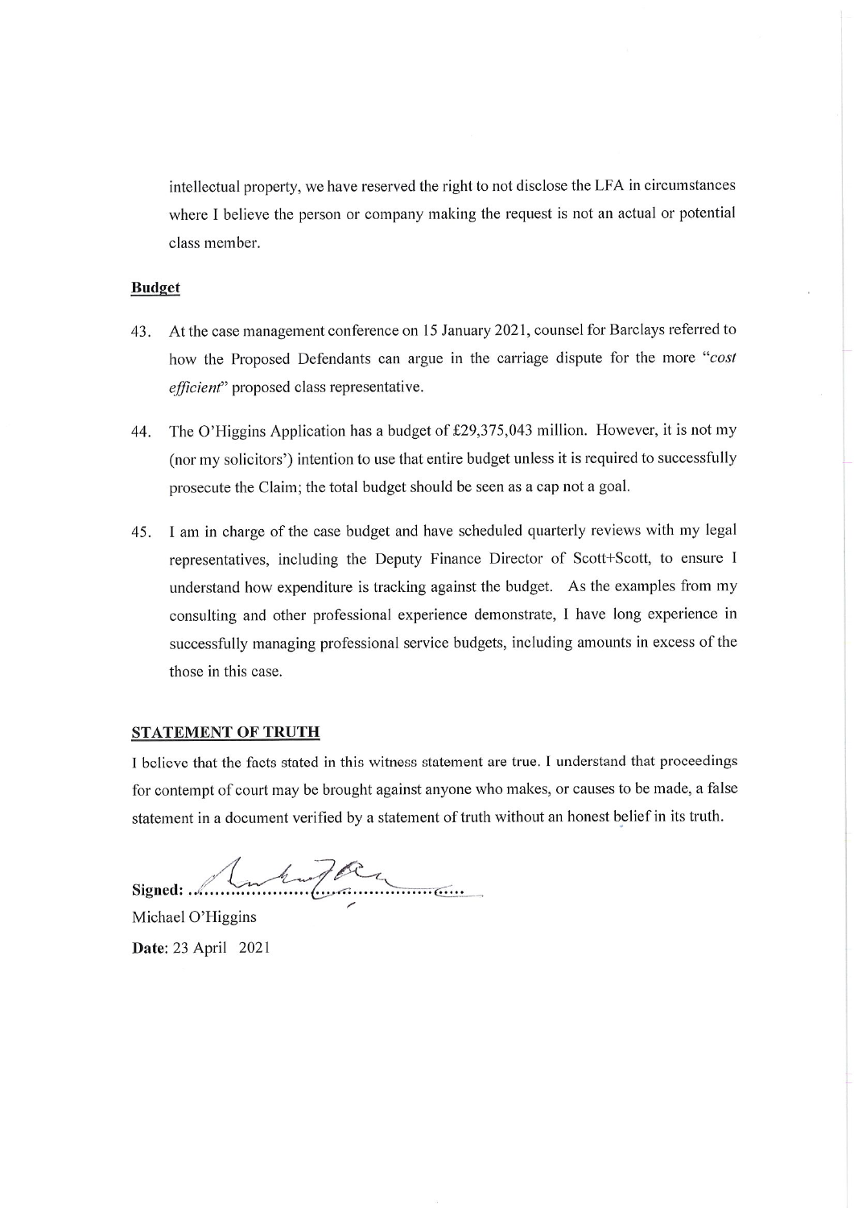intellectual property, we have reserved the right to not disclose the LFA in circumstances where I believe the person or company making the request is not an actual or potential class member.

**Budget**

43. At the case management conference on 15 January 2021, counsel for Barclays referred to how the Proposed Defendants can argue in the carriage dispute for the more "*cost efficient*" proposed class representative.

44. The O'Higgins Application has a budget of £29,375,043 million. However, it is not my (nor my solicitors') intention to use that entire budget unless it is required to successfully prosecute the Claim; the total budget should be seen as a cap not a goal.

45. I am in charge of the case budget and have scheduled quarterly reviews with my legal representatives, including the Deputy Finance Director of Scott+Scott, to ensure I understand how expenditure is tracking against the budget. As the examples from my consulting and other professional experience demonstrate, I have long experience in successfully managing professional service budgets, including amounts in excess of the those in this case.

**STATEMENT OF TRUTH**

I believe that the facts stated in this witness statement are true. I understand that proceedings for contempt of court may be brought against anyone who makes, or causes to be made, a false statement in a document verified by a statement of truth without an honest belief in its truth.

**Signed:** ..........................................

Michael O'Higgins

**Date:** 23 April 2021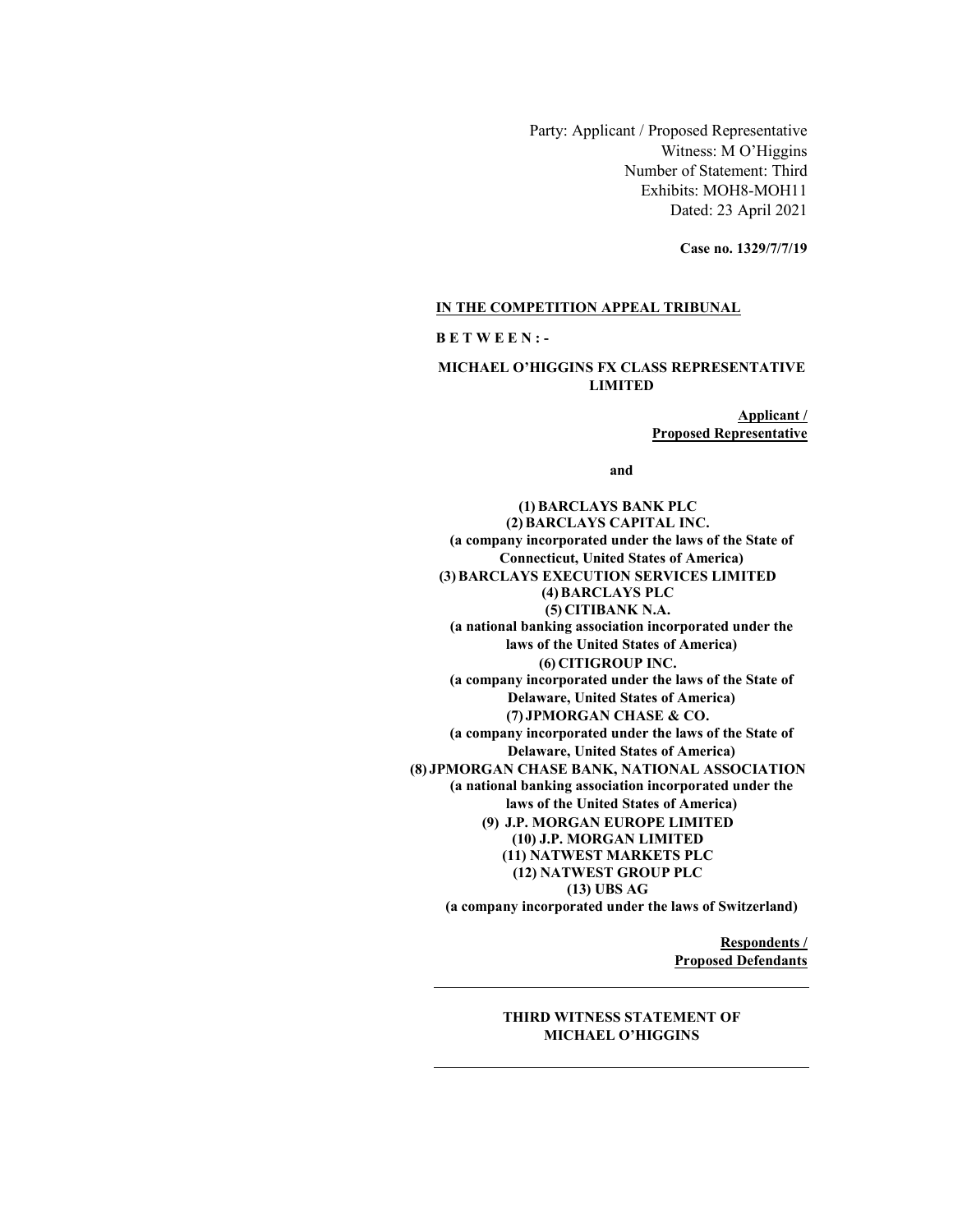Party: Applicant / Proposed Representative
Witness: M O'Higgins
Number of Statement: Third
Exhibits: MOH8-MOH11
Dated: 23 April 2021

**Case no. 1329/7/7/19**

**IN THE COMPETITION APPEAL TRIBUNAL**

**B E T W E E N : -**

**MICHAEL O'HIGGINS FX CLASS REPRESENTATIVE LIMITED**

**Applicant / Proposed Representative**

**and**

**(1) BARCLAYS BANK PLC**
**(2) BARCLAYS CAPITAL INC.**
**(a company incorporated under the laws of the State of Connecticut, United States of America)**
**(3) BARCLAYS EXECUTION SERVICES LIMITED**
**(4) BARCLAYS PLC**
**(5) CITIBANK N.A.**
**(a national banking association incorporated under the laws of the United States of America)**
**(6) CITIGROUP INC.**
**(a company incorporated under the laws of the State of Delaware, United States of America)**
**(7) JPMORGAN CHASE & CO.**
**(a company incorporated under the laws of the State of Delaware, United States of America)**
**(8) JPMORGAN CHASE BANK, NATIONAL ASSOCIATION**
**(a national banking association incorporated under the laws of the United States of America)**
**(9) J.P. MORGAN EUROPE LIMITED**
**(10) J.P. MORGAN LIMITED**
**(11) NATWEST MARKETS PLC**
**(12) NATWEST GROUP PLC**
**(13) UBS AG**
**(a company incorporated under the laws of Switzerland)**

**Respondents / Proposed Defendants**

---

**THIRD WITNESS STATEMENT OF MICHAEL O'HIGGINS**

---